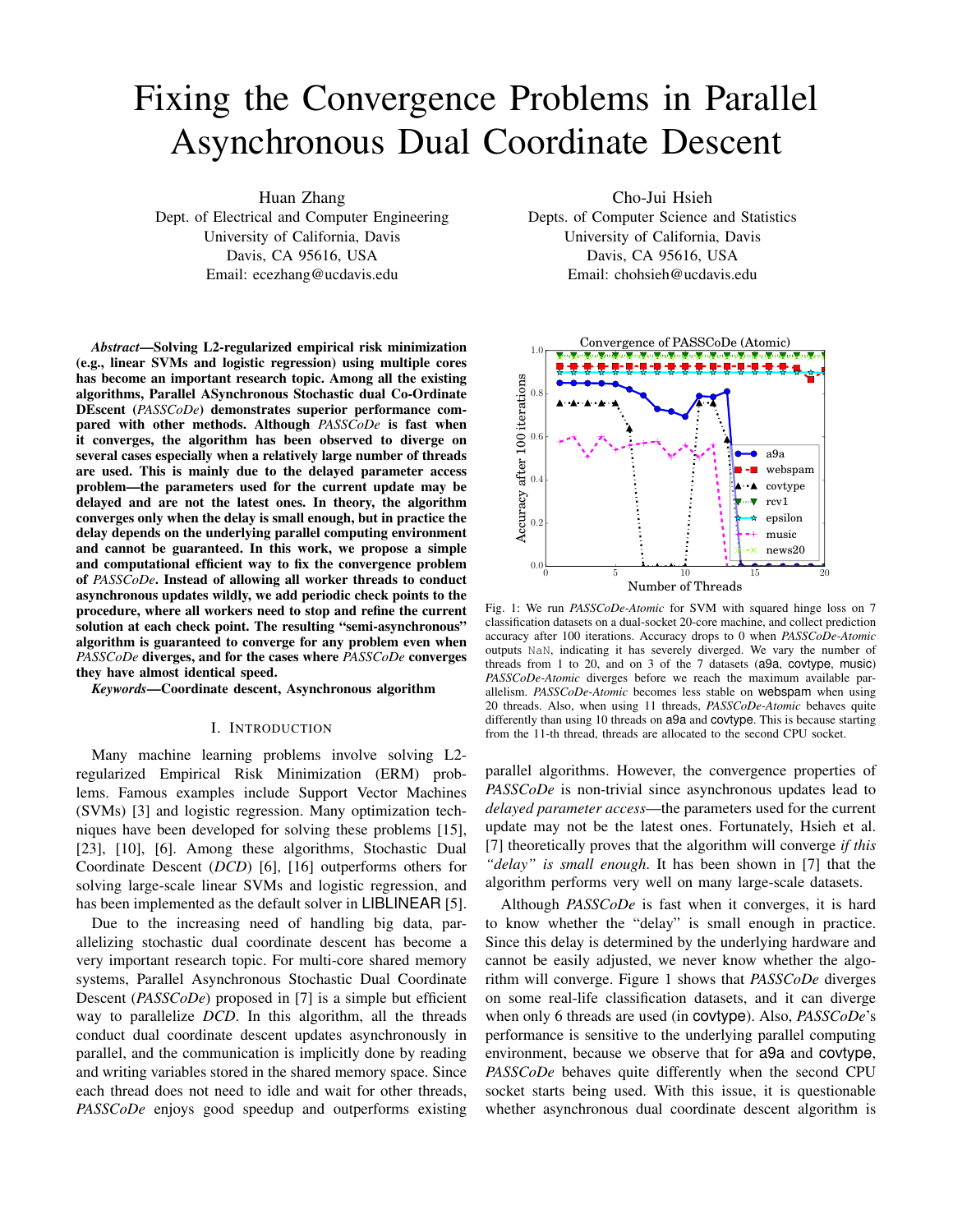# Fixing the Convergence Problems in Parallel Asynchronous Dual Coordinate Descent

Huan Zhang
Dept. of Electrical and Computer Engineering
University of California, Davis
Davis, CA 95616, USA
Email: ecezhang@ucdavis.edu

Cho-Jui Hsieh
Depts. of Computer Science and Statistics
University of California, Davis
Davis, CA 95616, USA
Email: chohsieh@ucdavis.edu

***Abstract*—Solving L2-regularized empirical risk minimization (e.g., linear SVMs and logistic regression) using multiple cores has become an important research topic. Among all the existing algorithms, Parallel ASynchronous Stochastic dual Co-Ordinate DEscent (*PASSCoDe*) demonstrates superior performance compared with other methods. Although *PASSCoDe* is fast when it converges, the algorithm has been observed to diverge on several cases especially when a relatively large number of threads are used. This is mainly due to the delayed parameter access problem—the parameters used for the current update may be delayed and are not the latest ones. In theory, the algorithm converges only when the delay is small enough, but in practice the delay depends on the underlying parallel computing environment and cannot be guaranteed. In this work, we propose a simple and computational efficient way to fix the convergence problem of *PASSCoDe*. Instead of allowing all worker threads to conduct asynchronous updates wildly, we add periodic check points to the procedure, where all workers need to stop and refine the current solution at each check point. The resulting "semi-asynchronous" algorithm is guaranteed to converge for any problem even when *PASSCoDe* diverges, and for the cases where *PASSCoDe* converges they have almost identical speed.**

***Keywords*—Coordinate descent, Asynchronous algorithm**

## I. Introduction

Many machine learning problems involve solving L2-regularized Empirical Risk Minimization (ERM) problems. Famous examples include Support Vector Machines (SVMs) [3] and logistic regression. Many optimization techniques have been developed for solving these problems [15], [23], [10], [6]. Among these algorithms, Stochastic Dual Coordinate Descent (*DCD*) [6], [16] outperforms others for solving large-scale linear SVMs and logistic regression, and has been implemented as the default solver in LIBLINEAR [5].

Due to the increasing need of handling big data, parallelizing stochastic dual coordinate descent has become a very important research topic. For multi-core shared memory systems, Parallel Asynchronous Stochastic Dual Coordinate Descent (*PASSCoDe*) proposed in [7] is a simple but efficient way to parallelize *DCD*. In this algorithm, all the threads conduct dual coordinate descent updates asynchronously in parallel, and the communication is implicitly done by reading and writing variables stored in the shared memory space. Since each thread does not need to idle and wait for other threads, *PASSCoDe* enjoys good speedup and outperforms existing parallel algorithms. However, the convergence properties of *PASSCoDe* is non-trivial since asynchronous updates lead to *delayed parameter access*—the parameters used for the current update may not be the latest ones. Fortunately, Hsieh et al. [7] theoretically proves that the algorithm will converge *if this "delay" is small enough*. It has been shown in [7] that the algorithm performs very well on many large-scale datasets.

Fig. 1: We run *PASSCoDe-Atomic* for SVM with squared hinge loss on 7 classification datasets on a dual-socket 20-core machine, and collect prediction accuracy after 100 iterations. Accuracy drops to 0 when *PASSCoDe-Atomic* outputs NaN, indicating it has severely diverged. We vary the number of threads from 1 to 20, and on 3 of the 7 datasets (a9a, covtype, music) *PASSCoDe-Atomic* diverges before we reach the maximum available parallelism. *PASSCoDe-Atomic* becomes less stable on webspam when using 20 threads. Also, when using 11 threads, *PASSCoDe-Atomic* behaves quite differently than using 10 threads on a9a and covtype. This is because starting from the 11-th thread, threads are allocated to the second CPU socket.

Although *PASSCoDe* is fast when it converges, it is hard to know whether the "delay" is small enough in practice. Since this delay is determined by the underlying hardware and cannot be easily adjusted, we never know whether the algorithm will converge. Figure 1 shows that *PASSCoDe* diverges on some real-life classification datasets, and it can diverge when only 6 threads are used (in covtype). Also, *PASSCoDe*'s performance is sensitive to the underlying parallel computing environment, because we observe that for a9a and covtype, *PASSCoDe* behaves quite differently when the second CPU socket starts being used. With this issue, it is questionable whether asynchronous dual coordinate descent algorithm is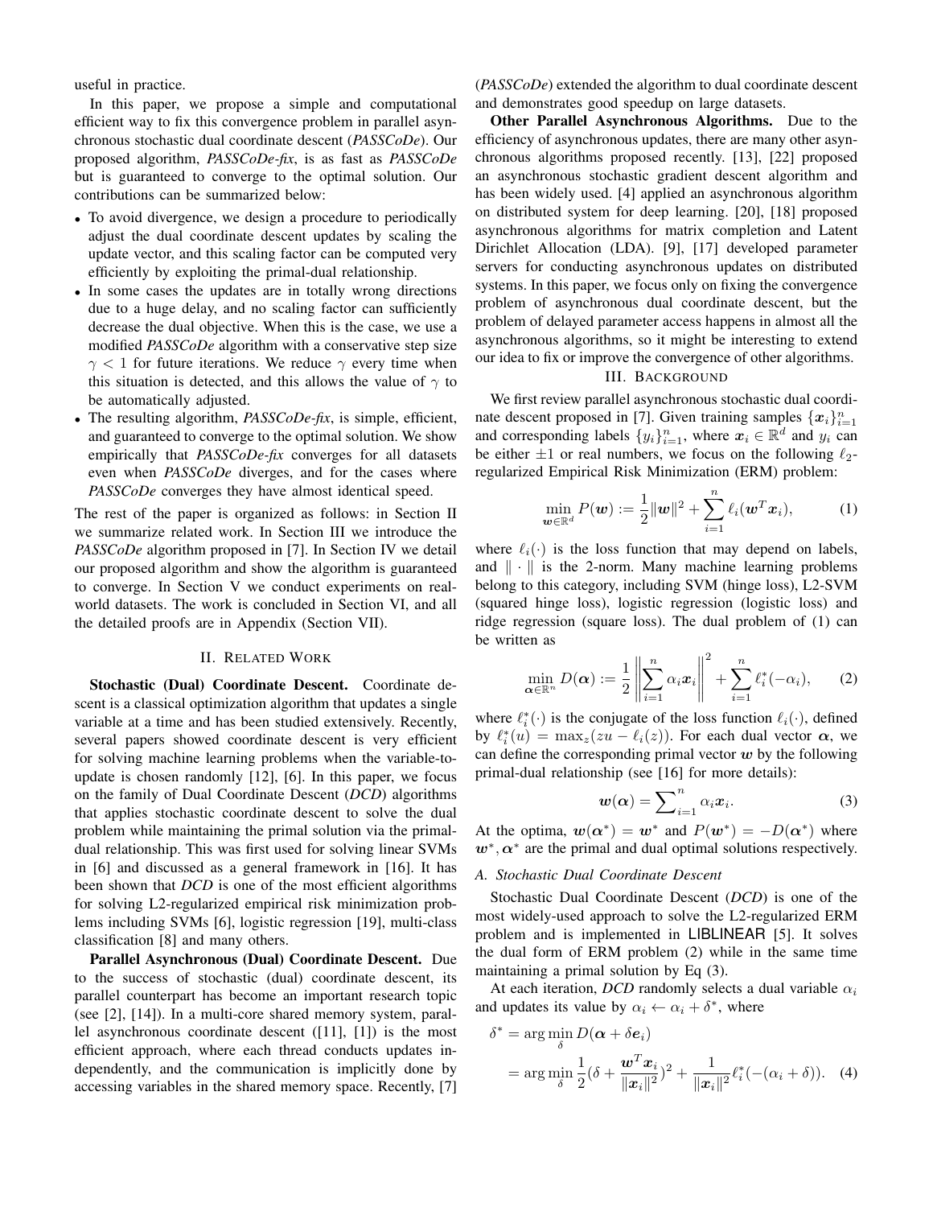useful in practice.

In this paper, we propose a simple and computational efficient way to fix this convergence problem in parallel asynchronous stochastic dual coordinate descent (*PASSCoDe*). Our proposed algorithm, *PASSCoDe-fix*, is as fast as *PASSCoDe* but is guaranteed to converge to the optimal solution. Our contributions can be summarized below:

- To avoid divergence, we design a procedure to periodically adjust the dual coordinate descent updates by scaling the update vector, and this scaling factor can be computed very efficiently by exploiting the primal-dual relationship.
- In some cases the updates are in totally wrong directions due to a huge delay, and no scaling factor can sufficiently decrease the dual objective. When this is the case, we use a modified *PASSCoDe* algorithm with a conservative step size $\gamma < 1$ for future iterations. We reduce $\gamma$ every time when this situation is detected, and this allows the value of $\gamma$ to be automatically adjusted.
- The resulting algorithm, *PASSCoDe-fix*, is simple, efficient, and guaranteed to converge to the optimal solution. We show empirically that *PASSCoDe-fix* converges for all datasets even when *PASSCoDe* diverges, and for the cases where *PASSCoDe* converges they have almost identical speed.

The rest of the paper is organized as follows: in Section II we summarize related work. In Section III we introduce the *PASSCoDe* algorithm proposed in [7]. In Section IV we detail our proposed algorithm and show the algorithm is guaranteed to converge. In Section V we conduct experiments on real-world datasets. The work is concluded in Section VI, and all the detailed proofs are in Appendix (Section VII).

## II. Related Work

**Stochastic (Dual) Coordinate Descent.** Coordinate descent is a classical optimization algorithm that updates a single variable at a time and has been studied extensively. Recently, several papers showed coordinate descent is very efficient for solving machine learning problems when the variable-to-update is chosen randomly [12], [6]. In this paper, we focus on the family of Dual Coordinate Descent (*DCD*) algorithms that applies stochastic coordinate descent to solve the dual problem while maintaining the primal solution via the primal-dual relationship. This was first used for solving linear SVMs in [6] and discussed as a general framework in [16]. It has been shown that *DCD* is one of the most efficient algorithms for solving L2-regularized empirical risk minimization problems including SVMs [6], logistic regression [19], multi-class classification [8] and many others.

**Parallel Asynchronous (Dual) Coordinate Descent.** Due to the success of stochastic (dual) coordinate descent, its parallel counterpart has become an important research topic (see [2], [14]). In a multi-core shared memory system, parallel asynchronous coordinate descent ([11], [1]) is the most efficient approach, where each thread conducts updates independently, and the communication is implicitly done by accessing variables in the shared memory space. Recently, [7] (*PASSCoDe*) extended the algorithm to dual coordinate descent and demonstrates good speedup on large datasets.

**Other Parallel Asynchronous Algorithms.** Due to the efficiency of asynchronous updates, there are many other asynchronous algorithms proposed recently. [13], [22] proposed an asynchronous stochastic gradient descent algorithm and has been widely used. [4] applied an asynchronous algorithm on distributed system for deep learning. [20], [18] proposed asynchronous algorithms for matrix completion and Latent Dirichlet Allocation (LDA). [9], [17] developed parameter servers for conducting asynchronous updates on distributed systems. In this paper, we focus only on fixing the convergence problem of asynchronous dual coordinate descent, but the problem of delayed parameter access happens in almost all the asynchronous algorithms, so it might be interesting to extend our idea to fix or improve the convergence of other algorithms.

## III. Background

We first review parallel asynchronous stochastic dual coordinate descent proposed in [7]. Given training samples $\{\boldsymbol{x}_i\}_{i=1}^n$ and corresponding labels $\{y_i\}_{i=1}^n$, where $\boldsymbol{x}_i \in \mathbb{R}^d$ and $y_i$ can be either $\pm 1$ or real numbers, we focus on the following $\ell_2$-regularized Empirical Risk Minimization (ERM) problem:

$$\min_{\boldsymbol{w} \in \mathbb{R}^d} P(\boldsymbol{w}) := \frac{1}{2}\|\boldsymbol{w}\|^2 + \sum_{i=1}^n \ell_i(\boldsymbol{w}^T \boldsymbol{x}_i), \tag{1}$$

where $\ell_i(\cdot)$ is the loss function that may depend on labels, and $\|\cdot\|$ is the 2-norm. Many machine learning problems belong to this category, including SVM (hinge loss), L2-SVM (squared hinge loss), logistic regression (logistic loss) and ridge regression (square loss). The dual problem of (1) can be written as

$$\min_{\boldsymbol{\alpha} \in \mathbb{R}^n} D(\boldsymbol{\alpha}) := \frac{1}{2}\left\|\sum_{i=1}^n \alpha_i \boldsymbol{x}_i\right\|^2 + \sum_{i=1}^n \ell_i^*(-\alpha_i), \tag{2}$$

where $\ell_i^*(\cdot)$ is the conjugate of the loss function $\ell_i(\cdot)$, defined by $\ell_i^*(u) = \max_z(zu - \ell_i(z))$. For each dual vector $\boldsymbol{\alpha}$, we can define the corresponding primal vector $\boldsymbol{w}$ by the following primal-dual relationship (see [16] for more details):

$$\boldsymbol{w}(\boldsymbol{\alpha}) = \sum\nolimits_{i=1}^n \alpha_i \boldsymbol{x}_i. \tag{3}$$

At the optima, $\boldsymbol{w}(\boldsymbol{\alpha}^*) = \boldsymbol{w}^*$ and $P(\boldsymbol{w}^*) = -D(\boldsymbol{\alpha}^*)$ where $\boldsymbol{w}^*, \boldsymbol{\alpha}^*$ are the primal and dual optimal solutions respectively.

### A. Stochastic Dual Coordinate Descent

Stochastic Dual Coordinate Descent (*DCD*) is one of the most widely-used approach to solve the L2-regularized ERM problem and is implemented in LIBLINEAR [5]. It solves the dual form of ERM problem (2) while in the same time maintaining a primal solution by Eq (3).

At each iteration, *DCD* randomly selects a dual variable $\alpha_i$ and updates its value by $\alpha_i \leftarrow \alpha_i + \delta^*$, where

$$\begin{aligned}
\delta^* &= \arg\min_{\delta} D(\boldsymbol{\alpha} + \delta \boldsymbol{e}_i) \\
&= \arg\min_{\delta} \frac{1}{2}(\delta + \frac{\boldsymbol{w}^T \boldsymbol{x}_i}{\|\boldsymbol{x}_i\|^2})^2 + \frac{1}{\|\boldsymbol{x}_i\|^2}\ell_i^*(-(\alpha_i + \delta)).
\end{aligned} \tag{4}$$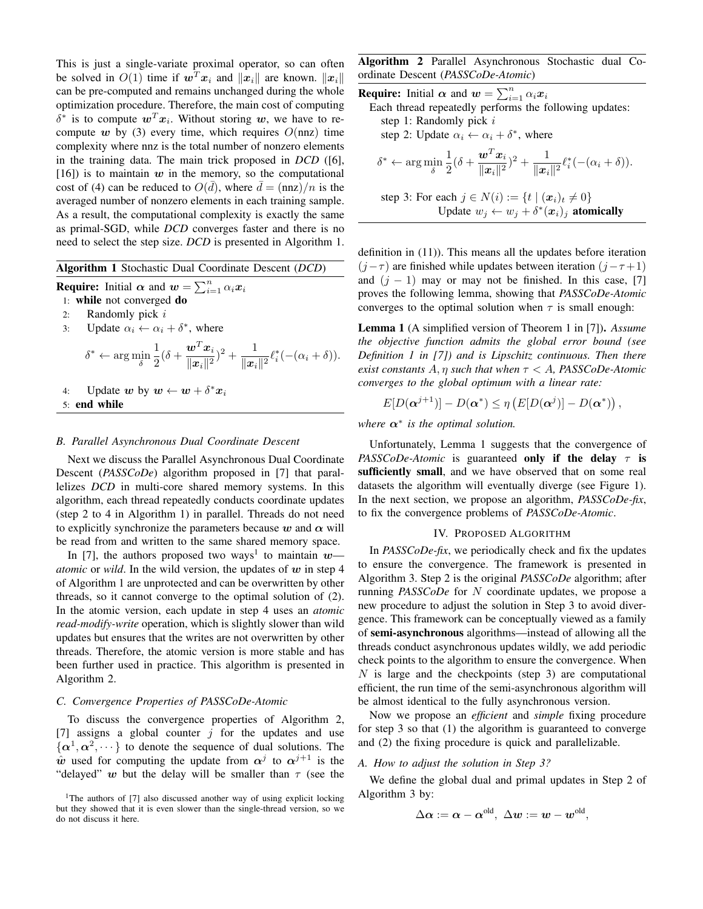This is just a single-variate proximal operator, so can often be solved in $O(1)$ time if $\boldsymbol{w}^T\boldsymbol{x}_i$ and $\|\boldsymbol{x}_i\|$ are known. $\|\boldsymbol{x}_i\|$ can be pre-computed and remains unchanged during the whole optimization procedure. Therefore, the main cost of computing $\delta^*$ is to compute $\boldsymbol{w}^T\boldsymbol{x}_i$. Without storing $\boldsymbol{w}$, we have to re-compute $\boldsymbol{w}$ by (3) every time, which requires $O(\text{nnz})$ time complexity where nnz is the total number of nonzero elements in the training data. The main trick proposed in *DCD* ([6], [16]) is to maintain $\boldsymbol{w}$ in the memory, so the computational cost of (4) can be reduced to $O(\bar{d})$, where $\bar{d} = (\text{nnz})/n$ is the averaged number of nonzero elements in each training sample. As a result, the computational complexity is exactly the same as primal-SGD, while *DCD* converges faster and there is no need to select the step size. *DCD* is presented in Algorithm 1.

**Algorithm 1** Stochastic Dual Coordinate Descent (*DCD*)

**Require:** Initial $\boldsymbol{\alpha}$ and $\boldsymbol{w} = \sum_{i=1}^n \alpha_i \boldsymbol{x}_i$
1: **while** not converged **do**
2: Randomly pick $i$
3: Update $\alpha_i \leftarrow \alpha_i + \delta^*$, where

$$\delta^* \leftarrow \arg\min_\delta \frac{1}{2}(\delta + \frac{\boldsymbol{w}^T\boldsymbol{x}_i}{\|\boldsymbol{x}_i\|^2})^2 + \frac{1}{\|\boldsymbol{x}_i\|^2}\ell_i^*(-(\alpha_i + \delta)).$$

4: Update $\boldsymbol{w}$ by $\boldsymbol{w} \leftarrow \boldsymbol{w} + \delta^*\boldsymbol{x}_i$
5: **end while**

### B. Parallel Asynchronous Dual Coordinate Descent

Next we discuss the Parallel Asynchronous Dual Coordinate Descent (*PASSCoDe*) algorithm proposed in [7] that parallelizes *DCD* in multi-core shared memory systems. In this algorithm, each thread repeatedly conducts coordinate updates (step 2 to 4 in Algorithm 1) in parallel. Threads do not need to explicitly synchronize the parameters because $\boldsymbol{w}$ and $\boldsymbol{\alpha}$ will be read from and written to the same shared memory space.

In [7], the authors proposed two ways[1] to maintain $\boldsymbol{w}$—*atomic* or *wild*. In the wild version, the updates of $\boldsymbol{w}$ in step 4 of Algorithm 1 are unprotected and can be overwritten by other threads, so it cannot converge to the optimal solution of (2). In the atomic version, each update in step 4 uses an *atomic read-modify-write* operation, which is slightly slower than wild updates but ensures that the writes are not overwritten by other threads. Therefore, the atomic version is more stable and has been further used in practice. This algorithm is presented in Algorithm 2.

### C. Convergence Properties of PASSCoDe-Atomic

To discuss the convergence properties of Algorithm 2, [7] assigns a global counter $j$ for the updates and use $\{\boldsymbol{\alpha}^1, \boldsymbol{\alpha}^2, \cdots\}$ to denote the sequence of dual solutions. The $\hat{\boldsymbol{w}}$ used for computing the update from $\boldsymbol{\alpha}^j$ to $\boldsymbol{\alpha}^{j+1}$ is the "delayed" $\boldsymbol{w}$ but the delay will be smaller than $\tau$ (see the definition in (11)). This means all the updates before iteration $(j-\tau)$ are finished while updates between iteration $(j-\tau+1)$ and $(j-1)$ may or may not be finished. In this case, [7] proves the following lemma, showing that *PASSCoDe-Atomic* converges to the optimal solution when $\tau$ is small enough:

[1] The authors of [7] also discussed another way of using explicit locking but they showed that it is even slower than the single-thread version, so we do not discuss it here.

**Algorithm 2** Parallel Asynchronous Stochastic dual Coordinate Descent (*PASSCoDe-Atomic*)

**Require:** Initial $\boldsymbol{\alpha}$ and $\boldsymbol{w} = \sum_{i=1}^n \alpha_i \boldsymbol{x}_i$

Each thread repeatedly performs the following updates:

step 1: Randomly pick $i$

step 2: Update $\alpha_i \leftarrow \alpha_i + \delta^*$, where

$$\delta^* \leftarrow \arg\min_\delta \frac{1}{2}(\delta + \frac{\boldsymbol{w}^T\boldsymbol{x}_i}{\|\boldsymbol{x}_i\|^2})^2 + \frac{1}{\|\boldsymbol{x}_i\|^2}\ell_i^*(-(\alpha_i + \delta)).$$

step 3: For each $j \in N(i) := \{t \mid (\boldsymbol{x}_i)_t \neq 0\}$
Update $w_j \leftarrow w_j + \delta^*(\boldsymbol{x}_i)_j$ **atomically**

**Lemma 1** (A simplified version of Theorem 1 in [7])**.** *Assume the objective function admits the global error bound (see Definition 1 in [7]) and is Lipschitz continuous. Then there exist constants $A, \eta$ such that when $\tau < A$, PASSCoDe-Atomic converges to the global optimum with a linear rate:*

$$E[D(\boldsymbol{\alpha}^{j+1})] - D(\boldsymbol{\alpha}^*) \leq \eta \left(E[D(\boldsymbol{\alpha}^j)] - D(\boldsymbol{\alpha}^*)\right),$$

*where $\boldsymbol{\alpha}^*$ is the optimal solution.*

Unfortunately, Lemma 1 suggests that the convergence of *PASSCoDe-Atomic* is guaranteed **only if the delay $\tau$ is sufficiently small**, and we have observed that on some real datasets the algorithm will eventually diverge (see Figure 1). In the next section, we propose an algorithm, *PASSCoDe-fix*, to fix the convergence problems of *PASSCoDe-Atomic*.

## IV. Proposed Algorithm

In *PASSCoDe-fix*, we periodically check and fix the updates to ensure the convergence. The framework is presented in Algorithm 3. Step 2 is the original *PASSCoDe* algorithm; after running *PASSCoDe* for $N$ coordinate updates, we propose a new procedure to adjust the solution in Step 3 to avoid divergence. This framework can be conceptually viewed as a family of **semi-asynchronous** algorithms—instead of allowing all the threads conduct asynchronous updates wildly, we add periodic check points to the algorithm to ensure the convergence. When $N$ is large and the checkpoints (step 3) are computational efficient, the run time of the semi-asynchronous algorithm will be almost identical to the fully asynchronous version.

Now we propose an *efficient* and *simple* fixing procedure for step 3 so that (1) the algorithm is guaranteed to converge and (2) the fixing procedure is quick and parallelizable.

### A. How to adjust the solution in Step 3?

We define the global dual and primal updates in Step 2 of Algorithm 3 by:

$$\Delta\boldsymbol{\alpha} := \boldsymbol{\alpha} - \boldsymbol{\alpha}^{\text{old}},\ \Delta\boldsymbol{w} := \boldsymbol{w} - \boldsymbol{w}^{\text{old}},$$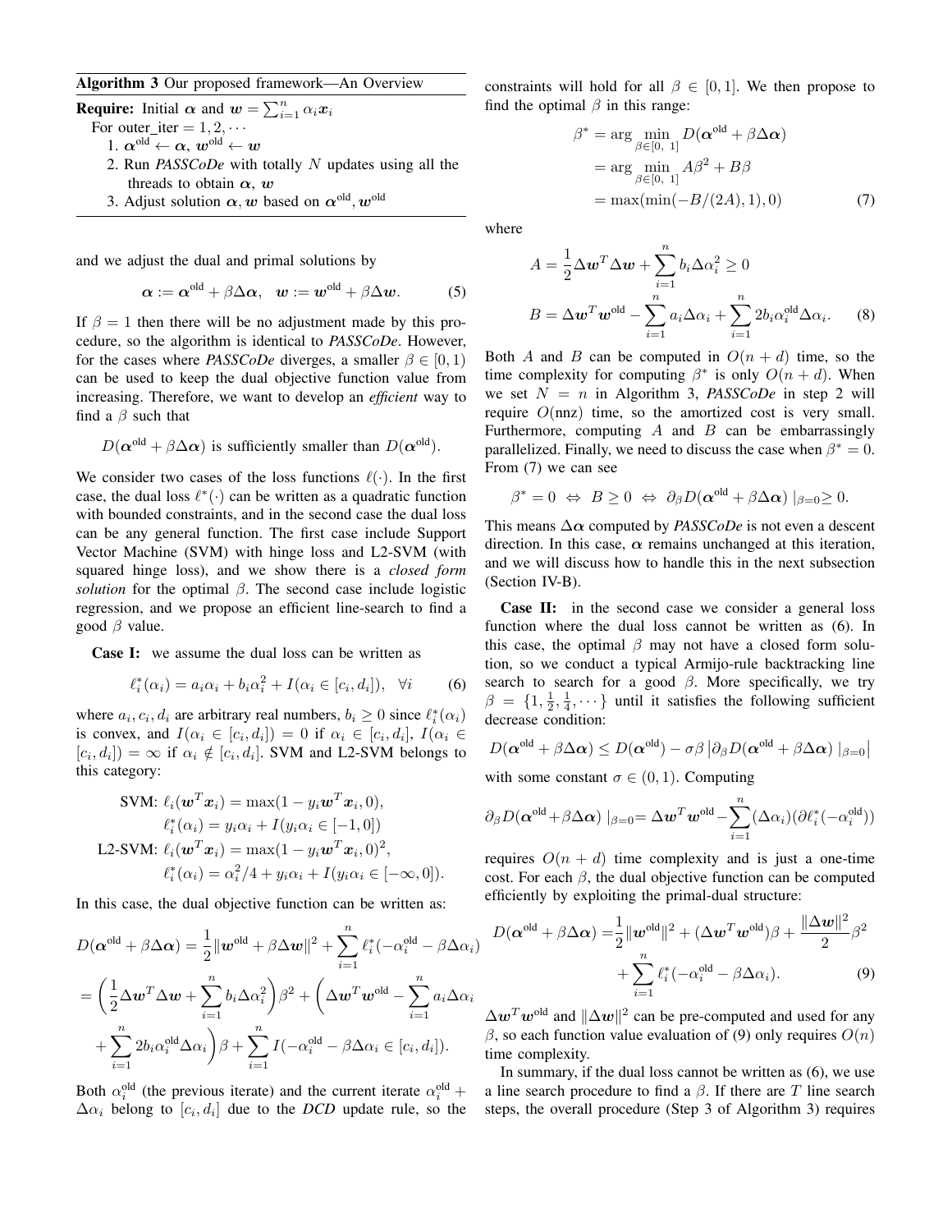**Algorithm 3** Our proposed framework—An Overview

**Require:** Initial $\boldsymbol{\alpha}$ and $\boldsymbol{w} = \sum_{i=1}^n \alpha_i \boldsymbol{x}_i$

For outer_iter = $1, 2, \cdots$

1. $\boldsymbol{\alpha}^{\text{old}} \leftarrow \boldsymbol{\alpha}$, $\boldsymbol{w}^{\text{old}} \leftarrow \boldsymbol{w}$
2. Run *PASSCoDe* with totally $N$ updates using all the threads to obtain $\boldsymbol{\alpha}$, $\boldsymbol{w}$
3. Adjust solution $\boldsymbol{\alpha}, \boldsymbol{w}$ based on $\boldsymbol{\alpha}^{\text{old}}, \boldsymbol{w}^{\text{old}}$

and we adjust the dual and primal solutions by

$$\boldsymbol{\alpha} := \boldsymbol{\alpha}^{\text{old}} + \beta \Delta \boldsymbol{\alpha}, \quad \boldsymbol{w} := \boldsymbol{w}^{\text{old}} + \beta \Delta \boldsymbol{w}. \tag{5}$$

If $\beta = 1$ then there will be no adjustment made by this procedure, so the algorithm is identical to *PASSCoDe*. However, for the cases where *PASSCoDe* diverges, a smaller $\beta \in [0, 1)$ can be used to keep the dual objective function value from increasing. Therefore, we want to develop an *efficient* way to find a $\beta$ such that

$$D(\boldsymbol{\alpha}^{\text{old}} + \beta \Delta \boldsymbol{\alpha}) \text{ is sufficiently smaller than } D(\boldsymbol{\alpha}^{\text{old}}).$$

We consider two cases of the loss functions $\ell(\cdot)$. In the first case, the dual loss $\ell^*(\cdot)$ can be written as a quadratic function with bounded constraints, and in the second case the dual loss can be any general function. The first case include Support Vector Machine (SVM) with hinge loss and L2-SVM (with squared hinge loss), and we show there is a *closed form solution* for the optimal $\beta$. The second case include logistic regression, and we propose an efficient line-search to find a good $\beta$ value.

**Case I:** we assume the dual loss can be written as

$$\ell_i^*(\alpha_i) = a_i \alpha_i + b_i \alpha_i^2 + I(\alpha_i \in [c_i, d_i]), \quad \forall i \tag{6}$$

where $a_i, c_i, d_i$ are arbitrary real numbers, $b_i \geq 0$ since $\ell_i^*(\alpha_i)$ is convex, and $I(\alpha_i \in [c_i, d_i]) = 0$ if $\alpha_i \in [c_i, d_i]$, $I(\alpha_i \in [c_i, d_i]) = \infty$ if $\alpha_i \notin [c_i, d_i]$. SVM and L2-SVM belongs to this category:

$$\begin{aligned}
\text{SVM: } & \ell_i(\boldsymbol{w}^T \boldsymbol{x}_i) = \max(1 - y_i \boldsymbol{w}^T \boldsymbol{x}_i, 0), \\
& \ell_i^*(\alpha_i) = y_i \alpha_i + I(y_i \alpha_i \in [-1, 0]) \\
\text{L2-SVM: } & \ell_i(\boldsymbol{w}^T \boldsymbol{x}_i) = \max(1 - y_i \boldsymbol{w}^T \boldsymbol{x}_i, 0)^2, \\
& \ell_i^*(\alpha_i) = \alpha_i^2/4 + y_i \alpha_i + I(y_i \alpha_i \in [-\infty, 0]).
\end{aligned}$$

In this case, the dual objective function can be written as:

$$\begin{aligned}
D(\boldsymbol{\alpha}^{\text{old}} + \beta \Delta \boldsymbol{\alpha}) &= \frac{1}{2} \|\boldsymbol{w}^{\text{old}} + \beta \Delta \boldsymbol{w}\|^2 + \sum_{i=1}^n \ell_i^*(-\alpha_i^{\text{old}} - \beta \Delta \alpha_i) \\
&= \left( \frac{1}{2} \Delta \boldsymbol{w}^T \Delta \boldsymbol{w} + \sum_{i=1}^n b_i \Delta \alpha_i^2 \right) \beta^2 + \left( \Delta \boldsymbol{w}^T \boldsymbol{w}^{\text{old}} - \sum_{i=1}^n a_i \Delta \alpha_i \right. \\
&\quad \left. + \sum_{i=1}^n 2 b_i \alpha_i^{\text{old}} \Delta \alpha_i \right) \beta + \sum_{i=1}^n I(-\alpha_i^{\text{old}} - \beta \Delta \alpha_i \in [c_i, d_i]).
\end{aligned}$$

Both $\alpha_i^{\text{old}}$ (the previous iterate) and the current iterate $\alpha_i^{\text{old}} + \Delta \alpha_i$ belong to $[c_i, d_i]$ due to the *DCD* update rule, so the constraints will hold for all $\beta \in [0, 1]$. We then propose to find the optimal $\beta$ in this range:

$$\begin{aligned}
\beta^* &= \arg \min_{\beta \in [0,\ 1]} D(\boldsymbol{\alpha}^{\text{old}} + \beta \Delta \boldsymbol{\alpha}) \\
&= \arg \min_{\beta \in [0,\ 1]} A \beta^2 + B \beta \\
&= \max(\min(-B/(2A), 1), 0)
\end{aligned} \tag{7}$$

where

$$\begin{aligned}
A &= \frac{1}{2} \Delta \boldsymbol{w}^T \Delta \boldsymbol{w} + \sum_{i=1}^n b_i \Delta \alpha_i^2 \geq 0 \\
B &= \Delta \boldsymbol{w}^T \boldsymbol{w}^{\text{old}} - \sum_{i=1}^n a_i \Delta \alpha_i + \sum_{i=1}^n 2 b_i \alpha_i^{\text{old}} \Delta \alpha_i.
\end{aligned} \tag{8}$$

Both $A$ and $B$ can be computed in $O(n + d)$ time, so the time complexity for computing $\beta^*$ is only $O(n + d)$. When we set $N = n$ in Algorithm 3, *PASSCoDe* in step 2 will require $O(\text{nnz})$ time, so the amortized cost is very small. Furthermore, computing $A$ and $B$ can be embarrassingly parallelized. Finally, we need to discuss the case when $\beta^* = 0$. From (7) we can see

$$\beta^* = 0 \ \Leftrightarrow \ B \geq 0 \ \Leftrightarrow \ \partial_\beta D(\boldsymbol{\alpha}^{\text{old}} + \beta \Delta \boldsymbol{\alpha}) \mid_{\beta = 0} \geq 0.$$

This means $\Delta \boldsymbol{\alpha}$ computed by *PASSCoDe* is not even a descent direction. In this case, $\boldsymbol{\alpha}$ remains unchanged at this iteration, and we will discuss how to handle this in the next subsection (Section IV-B).

**Case II:** in the second case we consider a general loss function where the dual loss cannot be written as (6). In this case, the optimal $\beta$ may not have a closed form solution, so we conduct a typical Armijo-rule backtracking line search to search for a good $\beta$. More specifically, we try $\beta = \{1, \frac{1}{2}, \frac{1}{4}, \cdots\}$ until it satisfies the following sufficient decrease condition:

$$D(\boldsymbol{\alpha}^{\text{old}} + \beta \Delta \boldsymbol{\alpha}) \leq D(\boldsymbol{\alpha}^{\text{old}}) - \sigma \beta \left| \partial_\beta D(\boldsymbol{\alpha}^{\text{old}} + \beta \Delta \boldsymbol{\alpha}) \mid_{\beta = 0} \right|$$

with some constant $\sigma \in (0, 1)$. Computing

$$\partial_\beta D(\boldsymbol{\alpha}^{\text{old}} + \beta \Delta \boldsymbol{\alpha}) \mid_{\beta = 0} = \Delta \boldsymbol{w}^T \boldsymbol{w}^{\text{old}} - \sum_{i=1}^n (\Delta \alpha_i)(\partial \ell_i^*(-\alpha_i^{\text{old}}))$$

requires $O(n + d)$ time complexity and is just a one-time cost. For each $\beta$, the dual objective function can be computed efficiently by exploiting the primal-dual structure:

$$\begin{aligned}
D(\boldsymbol{\alpha}^{\text{old}} + \beta \Delta \boldsymbol{\alpha}) = &\frac{1}{2} \|\boldsymbol{w}^{\text{old}}\|^2 + (\Delta \boldsymbol{w}^T \boldsymbol{w}^{\text{old}}) \beta + \frac{\|\Delta \boldsymbol{w}\|^2}{2} \beta^2 \\
&+ \sum_{i=1}^n \ell_i^*(-\alpha_i^{\text{old}} - \beta \Delta \alpha_i).
\end{aligned} \tag{9}$$

$\Delta \boldsymbol{w}^T \boldsymbol{w}^{\text{old}}$ and $\|\Delta \boldsymbol{w}\|^2$ can be pre-computed and used for any $\beta$, so each function value evaluation of (9) only requires $O(n)$ time complexity.

In summary, if the dual loss cannot be written as (6), we use a line search procedure to find a $\beta$. If there are $T$ line search steps, the overall procedure (Step 3 of Algorithm 3) requires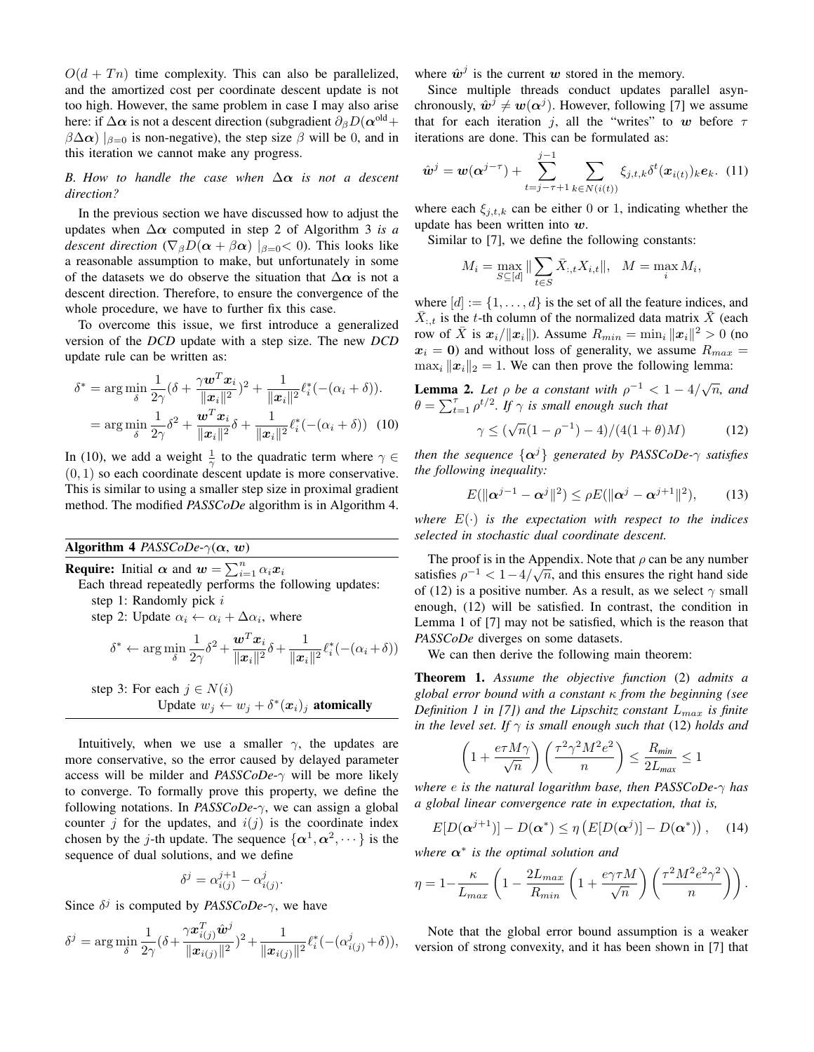$O(d + Tn)$ time complexity. This can also be parallelized, and the amortized cost per coordinate descent update is not too high. However, the same problem in case I may also arise here: if $\Delta\boldsymbol{\alpha}$ is not a descent direction (subgradient $\partial_\beta D(\boldsymbol{\alpha}^{\text{old}} + \beta\Delta\boldsymbol{\alpha}) \mid_{\beta=0}$ is non-negative), the step size $\beta$ will be 0, and in this iteration we cannot make any progress.

### B. How to handle the case when $\Delta\boldsymbol{\alpha}$ is not a descent direction?

In the previous section we have discussed how to adjust the updates when $\Delta\boldsymbol{\alpha}$ computed in step 2 of Algorithm 3 *is a descent direction* ($\nabla_\beta D(\boldsymbol{\alpha} + \beta\boldsymbol{\alpha}) \mid_{\beta=0} < 0$). This looks like a reasonable assumption to make, but unfortunately in some of the datasets we do observe the situation that $\Delta\boldsymbol{\alpha}$ is not a descent direction. Therefore, to ensure the convergence of the whole procedure, we have to further fix this case.

To overcome this issue, we first introduce a generalized version of the *DCD* update with a step size. The new *DCD* update rule can be written as:

$$
\begin{aligned}
\delta^* &= \arg\min_\delta \frac{1}{2\gamma}(\delta + \frac{\gamma \boldsymbol{w}^T\boldsymbol{x}_i}{\|\boldsymbol{x}_i\|^2})^2 + \frac{1}{\|\boldsymbol{x}_i\|^2}\ell_i^*(-(\alpha_i + \delta)). \\
&= \arg\min_\delta \frac{1}{2\gamma}\delta^2 + \frac{\boldsymbol{w}^T\boldsymbol{x}_i}{\|\boldsymbol{x}_i\|^2}\delta + \frac{1}{\|\boldsymbol{x}_i\|^2}\ell_i^*(-(\alpha_i + \delta)) \quad (10)
\end{aligned}
$$

In (10), we add a weight $\frac{1}{\gamma}$ to the quadratic term where $\gamma \in (0, 1)$ so each coordinate descent update is more conservative. This is similar to using a smaller step size in proximal gradient method. The modified *PASSCoDe* algorithm is in Algorithm 4.

---

**Algorithm 4** *PASSCoDe-$\gamma$($\boldsymbol{\alpha}$, $\boldsymbol{w}$)*

**Require:** Initial $\boldsymbol{\alpha}$ and $\boldsymbol{w} = \sum_{i=1}^n \alpha_i \boldsymbol{x}_i$

Each thread repeatedly performs the following updates:

step 1: Randomly pick $i$

step 2: Update $\alpha_i \leftarrow \alpha_i + \Delta\alpha_i$, where

$$\delta^* \leftarrow \arg\min_\delta \frac{1}{2\gamma}\delta^2 + \frac{\boldsymbol{w}^T\boldsymbol{x}_i}{\|\boldsymbol{x}_i\|^2}\delta + \frac{1}{\|\boldsymbol{x}_i\|^2}\ell_i^*(-(\alpha_i + \delta))$$

step 3: For each $j \in N(i)$

Update $w_j \leftarrow w_j + \delta^*(\boldsymbol{x}_i)_j$ **atomically**

---

Intuitively, when we use a smaller $\gamma$, the updates are more conservative, so the error caused by delayed parameter access will be milder and *PASSCoDe-$\gamma$* will be more likely to converge. To formally prove this property, we define the following notations. In *PASSCoDe-$\gamma$*, we can assign a global counter $j$ for the updates, and $i(j)$ is the coordinate index chosen by the $j$-th update. The sequence $\{\boldsymbol{\alpha}^1, \boldsymbol{\alpha}^2, \cdots\}$ is the sequence of dual solutions, and we define

$$\delta^j = \alpha_{i(j)}^{j+1} - \alpha_{i(j)}^j.$$

Since $\delta^j$ is computed by *PASSCoDe-$\gamma$*, we have

$$\delta^j = \arg\min_\delta \frac{1}{2\gamma}(\delta + \frac{\gamma \boldsymbol{x}_{i(j)}^T \hat{\boldsymbol{w}}^j}{\|\boldsymbol{x}_{i(j)}\|^2})^2 + \frac{1}{\|\boldsymbol{x}_{i(j)}\|^2}\ell_i^*(-(\alpha_{i(j)}^j + \delta)),$$

where $\hat{\boldsymbol{w}}^j$ is the current $\boldsymbol{w}$ stored in the memory.

Since multiple threads conduct updates parallel asynchronously, $\hat{\boldsymbol{w}}^j \neq \boldsymbol{w}(\boldsymbol{\alpha}^j)$. However, following [7] we assume that for each iteration $j$, all the "writes" to $\boldsymbol{w}$ before $\tau$ iterations are done. This can be formulated as:

$$\hat{\boldsymbol{w}}^j = \boldsymbol{w}(\boldsymbol{\alpha}^{j-\tau}) + \sum_{t=j-\tau+1}^{j-1} \sum_{k \in N(i(t))} \xi_{j,t,k} \delta^t (\boldsymbol{x}_{i(t)})_k \boldsymbol{e}_k. \quad (11)$$

where each $\xi_{j,t,k}$ can be either 0 or 1, indicating whether the update has been written into $\boldsymbol{w}$.

Similar to [7], we define the following constants:

$$M_i = \max_{S \subseteq [d]} \|\sum_{t \in S} \bar{X}_{:,t} X_{i,t}\|, \quad M = \max_i M_i,$$

where $[d] := \{1, \dots, d\}$ is the set of all the feature indices, and $\bar{X}_{:,t}$ is the $t$-th column of the normalized data matrix $\bar{X}$ (each row of $\bar{X}$ is $\boldsymbol{x}_i / \|\boldsymbol{x}_i\|$). Assume $R_{min} = \min_i \|\boldsymbol{x}_i\|^2 > 0$ (no $\boldsymbol{x}_i = \boldsymbol{0}$) and without loss of generality, we assume $R_{max} = \max_i \|\boldsymbol{x}_i\|_2 = 1$. We can then prove the following lemma:

**Lemma 2.** *Let $\rho$ be a constant with $\rho^{-1} < 1 - 4/\sqrt{n}$, and $\theta = \sum_{t=1}^{\tau} \rho^{t/2}$. If $\gamma$ is small enough such that*

$$\gamma \leq (\sqrt{n}(1 - \rho^{-1}) - 4)/(4(1 + \theta)M) \quad (12)$$

*then the sequence $\{\boldsymbol{\alpha}^j\}$ generated by PASSCoDe-$\gamma$ satisfies the following inequality:*

$$E(\|\boldsymbol{\alpha}^{j-1} - \boldsymbol{\alpha}^j\|^2) \leq \rho E(\|\boldsymbol{\alpha}^j - \boldsymbol{\alpha}^{j+1}\|^2), \quad (13)$$

*where $E(\cdot)$ is the expectation with respect to the indices selected in stochastic dual coordinate descent.*

The proof is in the Appendix. Note that $\rho$ can be any number satisfies $\rho^{-1} < 1 - 4/\sqrt{n}$, and this ensures the right hand side of (12) is a positive number. As a result, as we select $\gamma$ small enough, (12) will be satisfied. In contrast, the condition in Lemma 1 of [7] may not be satisfied, which is the reason that *PASSCoDe* diverges on some datasets.

We can then derive the following main theorem:

**Theorem 1.** *Assume the objective function* (2) *admits a global error bound with a constant $\kappa$ from the beginning (see Definition 1 in [7]) and the Lipschitz constant $L_{max}$ is finite in the level set. If $\gamma$ is small enough such that* (12) *holds and*

$$\left(1 + \frac{e\tau M\gamma}{\sqrt{n}}\right)\left(\frac{\tau^2\gamma^2 M^2 e^2}{n}\right) \leq \frac{R_{min}}{2L_{max}} \leq 1$$

*where $e$ is the natural logarithm base, then PASSCoDe-$\gamma$ has a global linear convergence rate in expectation, that is,*

$$E[D(\boldsymbol{\alpha}^{j+1})] - D(\boldsymbol{\alpha}^*) \leq \eta\left(E[D(\boldsymbol{\alpha}^j)] - D(\boldsymbol{\alpha}^*)\right), \quad (14)$$

*where $\boldsymbol{\alpha}^*$ is the optimal solution and*

$$\eta = 1 - \frac{\kappa}{L_{max}}\left(1 - \frac{2L_{max}}{R_{min}}\left(1 + \frac{e\gamma\tau M}{\sqrt{n}}\right)\left(\frac{\tau^2 M^2 e^2 \gamma^2}{n}\right)\right).$$

Note that the global error bound assumption is a weaker version of strong convexity, and it has been shown in [7] that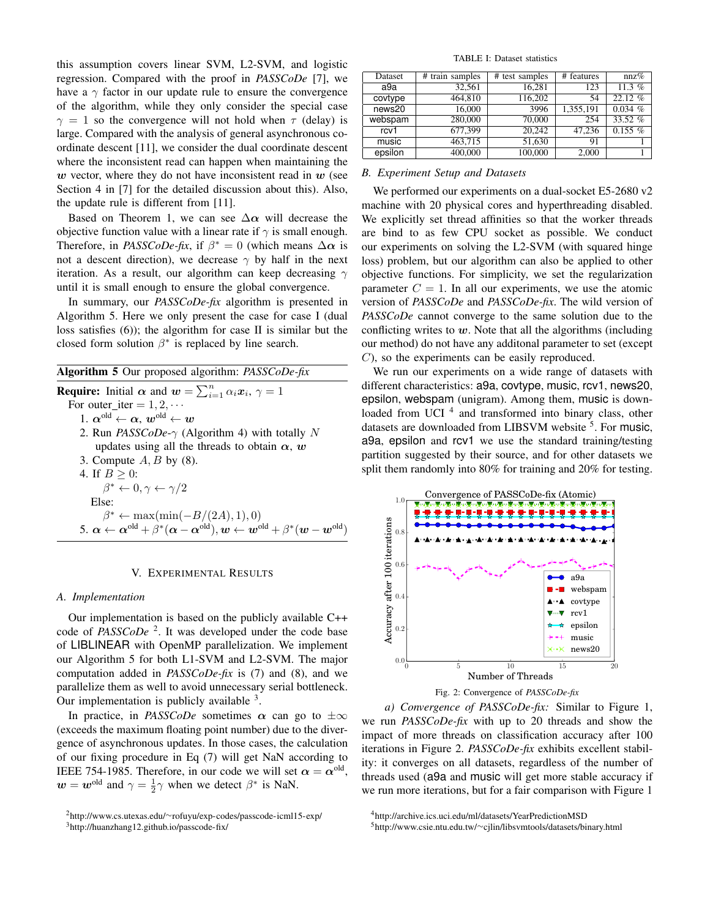this assumption covers linear SVM, L2-SVM, and logistic regression. Compared with the proof in *PASSCoDe* [7], we have a $\gamma$ factor in our update rule to ensure the convergence of the algorithm, while they only consider the special case $\gamma = 1$ so the convergence will not hold when $\tau$ (delay) is large. Compared with the analysis of general asynchronous coordinate descent [11], we consider the dual coordinate descent where the inconsistent read can happen when maintaining the $\boldsymbol{w}$ vector, where they do not have inconsistent read in $\boldsymbol{w}$ (see Section 4 in [7] for the detailed discussion about this). Also, the update rule is different from [11].

Based on Theorem 1, we can see $\Delta\boldsymbol{\alpha}$ will decrease the objective function value with a linear rate if $\gamma$ is small enough. Therefore, in *PASSCoDe-fix*, if $\beta^* = 0$ (which means $\Delta\boldsymbol{\alpha}$ is not a descent direction), we decrease $\gamma$ by half in the next iteration. As a result, our algorithm can keep decreasing $\gamma$ until it is small enough to ensure the global convergence.

In summary, our *PASSCoDe-fix* algorithm is presented in Algorithm 5. Here we only present the case for case I (dual loss satisfies (6)); the algorithm for case II is similar but the closed form solution $\beta^*$ is replaced by line search.

**Algorithm 5** Our proposed algorithm: *PASSCoDe-fix*

**Require:** Initial $\boldsymbol{\alpha}$ and $\boldsymbol{w} = \sum_{i=1}^{n} \alpha_i \boldsymbol{x}_i$, $\gamma = 1$

For outer_iter $= 1, 2, \cdots$

1. $\boldsymbol{\alpha}^{\text{old}} \leftarrow \boldsymbol{\alpha}$, $\boldsymbol{w}^{\text{old}} \leftarrow \boldsymbol{w}$
2. Run *PASSCoDe*-$\gamma$ (Algorithm 4) with totally $N$ updates using all the threads to obtain $\boldsymbol{\alpha}$, $\boldsymbol{w}$
3. Compute $A, B$ by (8).
4. If $B \geq 0$:
   $\beta^* \leftarrow 0, \gamma \leftarrow \gamma/2$
   Else:
   $\beta^* \leftarrow \max(\min(-B/(2A), 1), 0)$
5. $\boldsymbol{\alpha} \leftarrow \boldsymbol{\alpha}^{\text{old}} + \beta^*(\boldsymbol{\alpha} - \boldsymbol{\alpha}^{\text{old}}), \boldsymbol{w} \leftarrow \boldsymbol{w}^{\text{old}} + \beta^*(\boldsymbol{w} - \boldsymbol{w}^{\text{old}})$

## V. Experimental Results

### A. Implementation

Our implementation is based on the publicly available C++ code of *PASSCoDe* [2]. It was developed under the code base of LIBLINEAR with OpenMP parallelization. We implement our Algorithm 5 for both L1-SVM and L2-SVM. The major computation added in *PASSCoDe-fix* is (7) and (8), and we parallelize them as well to avoid unnecessary serial bottleneck. Our implementation is publicly available [3].

In practice, in *PASSCoDe* sometimes $\boldsymbol{\alpha}$ can go to $\pm\infty$ (exceeds the maximum floating point number) due to the divergence of asynchronous updates. In those cases, the calculation of our fixing procedure in Eq (7) will get NaN according to IEEE 754-1985. Therefore, in our code we will set $\boldsymbol{\alpha} = \boldsymbol{\alpha}^{\text{old}}$, $\boldsymbol{w} = \boldsymbol{w}^{\text{old}}$ and $\gamma = \frac{1}{2}\gamma$ when we detect $\beta^*$ is NaN.

[2] http://www.cs.utexas.edu/~rofuyu/exp-codes/passcode-icml15-exp/

[3] http://huanzhang12.github.io/passcode-fix/

TABLE I: Dataset statistics

| Dataset | # train samples | # test samples | # features | nnz% |
|---|---|---|---|---|
| a9a | 32,561 | 16,281 | 123 | 11.3 % |
| covtype | 464,810 | 116,202 | 54 | 22.12 % |
| news20 | 16,000 | 3996 | 1,355,191 | 0.034 % |
| webspam | 280,000 | 70,000 | 254 | 33.52 % |
| rcv1 | 677,399 | 20,242 | 47,236 | 0.155 % |
| music | 463,715 | 51,630 | 91 | 1 |
| epsilon | 400,000 | 100,000 | 2,000 | 1 |

### B. Experiment Setup and Datasets

We performed our experiments on a dual-socket E5-2680 v2 machine with 20 physical cores and hyperthreading disabled. We explicitly set thread affinities so that the worker threads are bind to as few CPU socket as possible. We conduct our experiments on solving the L2-SVM (with squared hinge loss) problem, but our algorithm can also be applied to other objective functions. For simplicity, we set the regularization parameter $C = 1$. In all our experiments, we use the atomic version of *PASSCoDe* and *PASSCoDe-fix*. The wild version of *PASSCoDe* cannot converge to the same solution due to the conflicting writes to $\boldsymbol{w}$. Note that all the algorithms (including our method) do not have any additonal parameter to set (except $C$), so the experiments can be easily reproduced.

We run our experiments on a wide range of datasets with different characteristics: a9a, covtype, music, rcv1, news20, epsilon, webspam (unigram). Among them, music is downloaded from UCI [4] and transformed into binary class, other datasets are downloaded from LIBSVM website [5]. For music, a9a, epsilon and rcv1 we use the standard training/testing partition suggested by their source, and for other datasets we split them randomly into 80% for training and 20% for testing.

Fig. 2: Convergence of *PASSCoDe-fix*

*a) Convergence of PASSCoDe-fix:* Similar to Figure 1, we run *PASSCoDe-fix* with up to 20 threads and show the impact of more threads on classification accuracy after 100 iterations in Figure 2. *PASSCoDe-fix* exhibits excellent stability: it converges on all datasets, regardless of the number of threads used (a9a and music will get more stable accuracy if we run more iterations, but for a fair comparison with Figure 1

[4] http://archive.ics.uci.edu/ml/datasets/YearPredictionMSD

[5] http://www.csie.ntu.edu.tw/~cjlin/libsvmtools/datasets/binary.html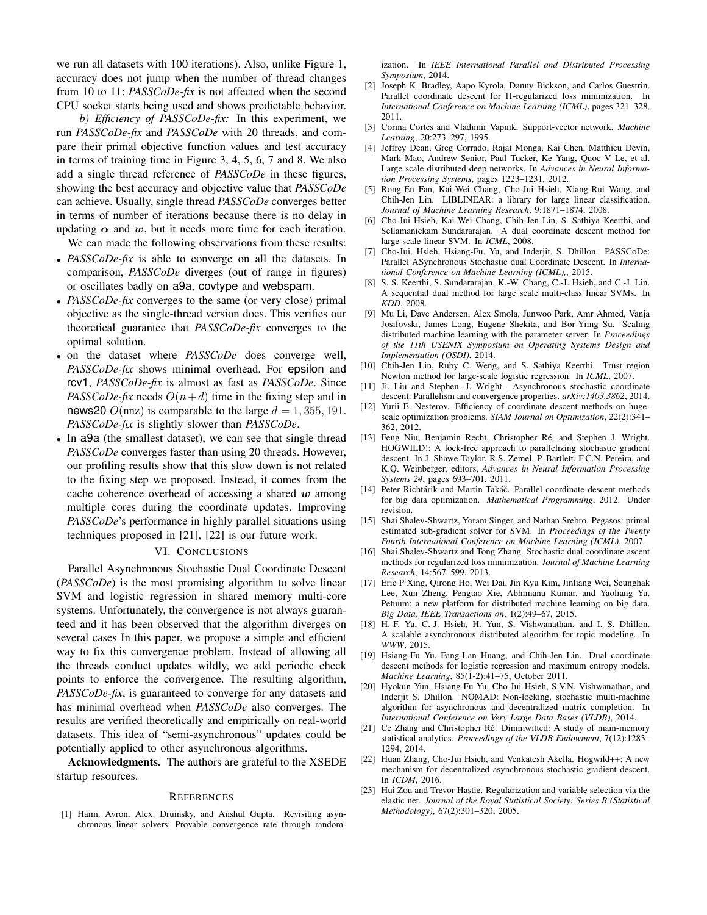we run all datasets with 100 iterations). Also, unlike Figure 1, accuracy does not jump when the number of thread changes from 10 to 11; *PASSCoDe-fix* is not affected when the second CPU socket starts being used and shows predictable behavior.

*b) Efficiency of PASSCoDe-fix:* In this experiment, we run *PASSCoDe-fix* and *PASSCoDe* with 20 threads, and compare their primal objective function values and test accuracy in terms of training time in Figure 3, 4, 5, 6, 7 and 8. We also add a single thread reference of *PASSCoDe* in these figures, showing the best accuracy and objective value that *PASSCoDe* can achieve. Usually, single thread *PASSCoDe* converges better in terms of number of iterations because there is no delay in updating $\boldsymbol{\alpha}$ and $\boldsymbol{w}$, but it needs more time for each iteration.

We can made the following observations from these results:

- *PASSCoDe-fix* is able to converge on all the datasets. In comparison, *PASSCoDe* diverges (out of range in figures) or oscillates badly on a9a, covtype and webspam.
- *PASSCoDe-fix* converges to the same (or very close) primal objective as the single-thread version does. This verifies our theoretical guarantee that *PASSCoDe-fix* converges to the optimal solution.
- on the dataset where *PASSCoDe* does converge well, *PASSCoDe-fix* shows minimal overhead. For epsilon and rcv1, *PASSCoDe-fix* is almost as fast as *PASSCoDe*. Since *PASSCoDe-fix* needs $O(n+d)$ time in the fixing step and in news20 $O(\text{nnz})$ is comparable to the large $d = 1,355,191$. *PASSCoDe-fix* is slightly slower than *PASSCoDe*.
- In a9a (the smallest dataset), we can see that single thread *PASSCoDe* converges faster than using 20 threads. However, our profiling results show that this slow down is not related to the fixing step we proposed. Instead, it comes from the cache coherence overhead of accessing a shared $\boldsymbol{w}$ among multiple cores during the coordinate updates. Improving *PASSCoDe*'s performance in highly parallel situations using techniques proposed in [21], [22] is our future work.

## VI. Conclusions

Parallel Asynchronous Stochastic Dual Coordinate Descent (*PASSCoDe*) is the most promising algorithm to solve linear SVM and logistic regression in shared memory multi-core systems. Unfortunately, the convergence is not always guaranteed and it has been observed that the algorithm diverges on several cases In this paper, we propose a simple and efficient way to fix this convergence problem. Instead of allowing all the threads conduct updates wildly, we add periodic check points to enforce the convergence. The resulting algorithm, *PASSCoDe-fix*, is guaranteed to converge for any datasets and has minimal overhead when *PASSCoDe* also converges. The results are verified theoretically and empirically on real-world datasets. This idea of "semi-asynchronous" updates could be potentially applied to other asynchronous algorithms.

**Acknowledgments.** The authors are grateful to the XSEDE startup resources.

## References

[1] Haim. Avron, Alex. Druinsky, and Anshul Gupta. Revisiting asynchronous linear solvers: Provable convergence rate through randomization. In *IEEE International Parallel and Distributed Processing Symposium*, 2014.

[2] Joseph K. Bradley, Aapo Kyrola, Danny Bickson, and Carlos Guestrin. Parallel coordinate descent for l1-regularized loss minimization. In *International Conference on Machine Learning (ICML)*, pages 321–328, 2011.

[3] Corina Cortes and Vladimir Vapnik. Support-vector network. *Machine Learning*, 20:273–297, 1995.

[4] Jeffrey Dean, Greg Corrado, Rajat Monga, Kai Chen, Matthieu Devin, Mark Mao, Andrew Senior, Paul Tucker, Ke Yang, Quoc V Le, et al. Large scale distributed deep networks. In *Advances in Neural Information Processing Systems*, pages 1223–1231, 2012.

[5] Rong-En Fan, Kai-Wei Chang, Cho-Jui Hsieh, Xiang-Rui Wang, and Chih-Jen Lin. LIBLINEAR: a library for large linear classification. *Journal of Machine Learning Research*, 9:1871–1874, 2008.

[6] Cho-Jui Hsieh, Kai-Wei Chang, Chih-Jen Lin, S. Sathiya Keerthi, and Sellamanickam Sundararajan. A dual coordinate descent method for large-scale linear SVM. In *ICML*, 2008.

[7] Cho-Jui. Hsieh, Hsiang-Fu. Yu, and Inderjit. S. Dhillon. PASSCoDe: Parallel ASynchronous Stochastic dual Coordinate Descent. In *International Conference on Machine Learning (ICML),*, 2015.

[8] S. S. Keerthi, S. Sundararajan, K.-W. Chang, C.-J. Hsieh, and C.-J. Lin. A sequential dual method for large scale multi-class linear SVMs. In *KDD*, 2008.

[9] Mu Li, Dave Andersen, Alex Smola, Junwoo Park, Amr Ahmed, Vanja Josifovski, James Long, Eugene Shekita, and Bor-Yiing Su. Scaling distributed machine learning with the parameter server. In *Proceedings of the 11th USENIX Symposium on Operating Systems Design and Implementation (OSDI)*, 2014.

[10] Chih-Jen Lin, Ruby C. Weng, and S. Sathiya Keerthi. Trust region Newton method for large-scale logistic regression. In *ICML*, 2007.

[11] Ji. Liu and Stephen. J. Wright. Asynchronous stochastic coordinate descent: Parallelism and convergence properties. *arXiv:1403.3862*, 2014.

[12] Yurii E. Nesterov. Efficiency of coordinate descent methods on huge-scale optimization problems. *SIAM Journal on Optimization*, 22(2):341–362, 2012.

[13] Feng Niu, Benjamin Recht, Christopher Ré, and Stephen J. Wright. HOGWILD!: A lock-free approach to parallelizing stochastic gradient descent. In J. Shawe-Taylor, R.S. Zemel, P. Bartlett, F.C.N. Pereira, and K.Q. Weinberger, editors, *Advances in Neural Information Processing Systems 24*, pages 693–701, 2011.

[14] Peter Richtárik and Martin Takáč. Parallel coordinate descent methods for big data optimization. *Mathematical Programming*, 2012. Under revision.

[15] Shai Shalev-Shwartz, Yoram Singer, and Nathan Srebro. Pegasos: primal estimated sub-gradient solver for SVM. In *Proceedings of the Twenty Fourth International Conference on Machine Learning (ICML)*, 2007.

[16] Shai Shalev-Shwartz and Tong Zhang. Stochastic dual coordinate ascent methods for regularized loss minimization. *Journal of Machine Learning Research*, 14:567–599, 2013.

[17] Eric P Xing, Qirong Ho, Wei Dai, Jin Kyu Kim, Jinliang Wei, Seunghak Lee, Xun Zheng, Pengtao Xie, Abhimanu Kumar, and Yaoliang Yu. Petuum: a new platform for distributed machine learning on big data. *Big Data, IEEE Transactions on*, 1(2):49–67, 2015.

[18] H.-F. Yu, C.-J. Hsieh, H. Yun, S. Vishwanathan, and I. S. Dhillon. A scalable asynchronous distributed algorithm for topic modeling. In *WWW*, 2015.

[19] Hsiang-Fu Yu, Fang-Lan Huang, and Chih-Jen Lin. Dual coordinate descent methods for logistic regression and maximum entropy models. *Machine Learning*, 85(1-2):41–75, October 2011.

[20] Hyokun Yun, Hsiang-Fu Yu, Cho-Jui Hsieh, S.V.N. Vishwanathan, and Inderjit S. Dhillon. NOMAD: Non-locking, stochastic multi-machine algorithm for asynchronous and decentralized matrix completion. In *International Conference on Very Large Data Bases (VLDB)*, 2014.

[21] Ce Zhang and Christopher Ré. Dimmwitted: A study of main-memory statistical analytics. *Proceedings of the VLDB Endowment*, 7(12):1283–1294, 2014.

[22] Huan Zhang, Cho-Jui Hsieh, and Venkatesh Akella. Hogwild++: A new mechanism for decentralized asynchronous stochastic gradient descent. In *ICDM*, 2016.

[23] Hui Zou and Trevor Hastie. Regularization and variable selection via the elastic net. *Journal of the Royal Statistical Society: Series B (Statistical Methodology)*, 67(2):301–320, 2005.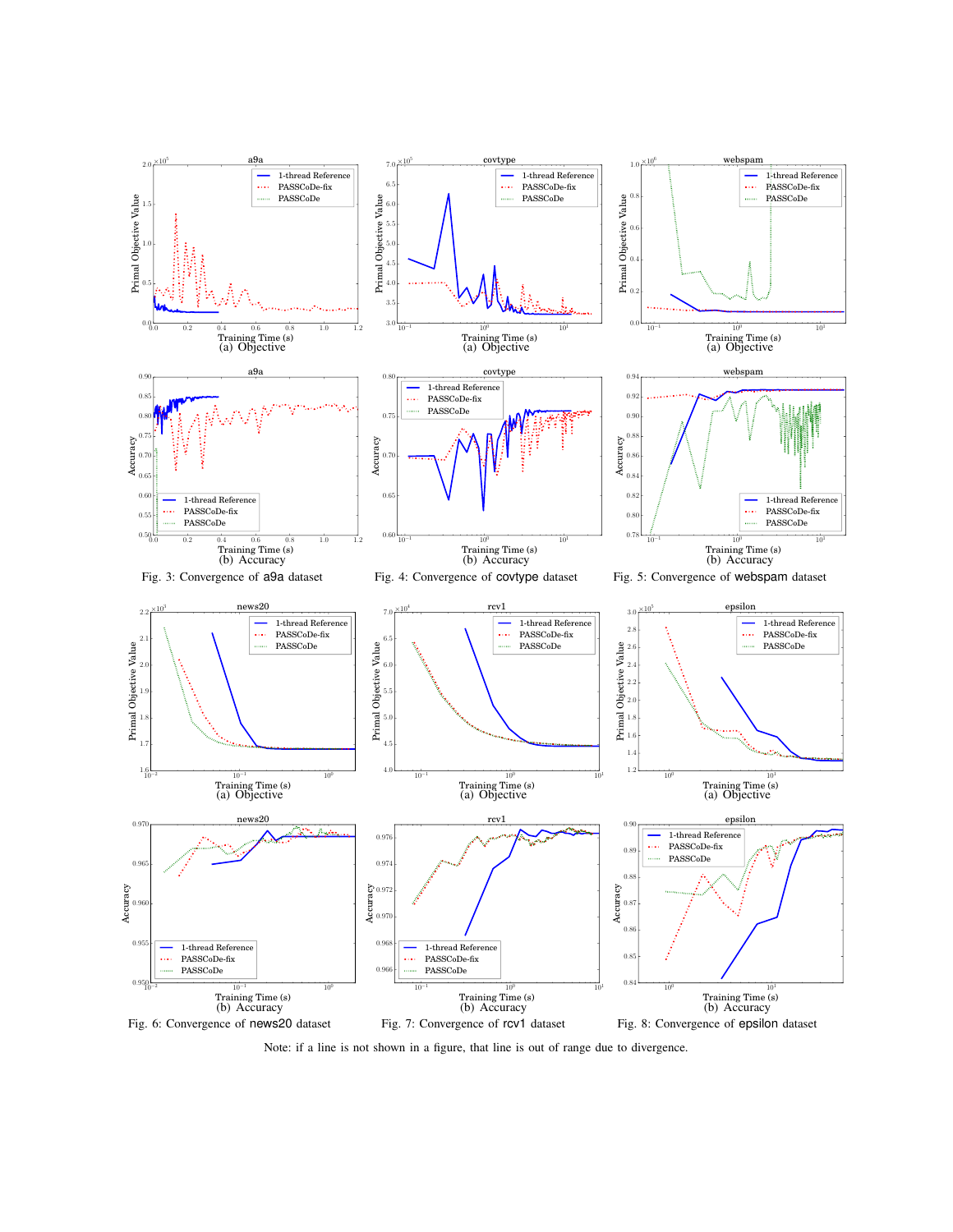Fig. 3: Convergence of a9a dataset

Fig. 4: Convergence of covtype dataset

Fig. 5: Convergence of webspam dataset

Fig. 6: Convergence of news20 dataset

Fig. 7: Convergence of rcv1 dataset

Fig. 8: Convergence of epsilon dataset

Note: if a line is not shown in a figure, that line is out of range due to divergence.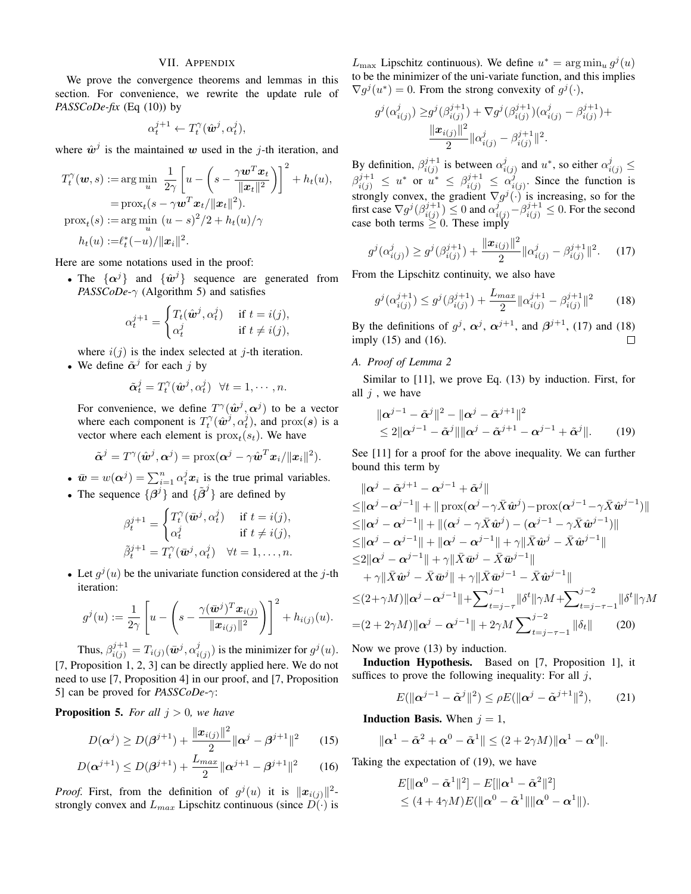## VII. Appendix

We prove the convergence theorems and lemmas in this section. For convenience, we rewrite the update rule of *PASSCoDe-fix* (Eq (10)) by

$$\alpha_t^{j+1} \leftarrow T_t^{\gamma}(\hat{\boldsymbol{w}}^j, \alpha_t^j),$$

where $\hat{\boldsymbol{w}}^j$ is the maintained $\boldsymbol{w}$ used in the $j$-th iteration, and

$$\begin{aligned}
T_t^{\gamma}(\boldsymbol{w}, s) &:= \arg\min_u \; \frac{1}{2\gamma}\left[u - \left(s - \frac{\gamma \boldsymbol{w}^T \boldsymbol{x}_t}{\|\boldsymbol{x}_t\|^2}\right)\right]^2 + h_t(u), \\
&= \operatorname{prox}_t(s - \gamma \boldsymbol{w}^T \boldsymbol{x}_t / \|\boldsymbol{x}_t\|^2). \\
\operatorname{prox}_t(s) &:= \arg\min_u \; (u-s)^2/2 + h_t(u)/\gamma \\
h_t(u) &:= \ell_t^*(-u)/\|\boldsymbol{x}_i\|^2.
\end{aligned}$$

Here are some notations used in the proof:

- The $\{\boldsymbol{\alpha}^j\}$ and $\{\hat{\boldsymbol{w}}^j\}$ sequence are generated from *PASSCoDe-$\gamma$* (Algorithm 5) and satisfies

$$\alpha_t^{j+1} = \begin{cases} T_t(\hat{\boldsymbol{w}}^j, \alpha_t^j) & \text{if } t = i(j), \\ \alpha_t^j & \text{if } t \neq i(j), \end{cases}$$

  where $i(j)$ is the index selected at $j$-th iteration.
- We define $\tilde{\boldsymbol{\alpha}}^j$ for each $j$ by

$$\tilde{\boldsymbol{\alpha}}_t^j = T_t^{\gamma}(\hat{\boldsymbol{w}}^j, \alpha_t^j) \;\; \forall t = 1, \cdots, n.$$

  For convenience, we define $T^{\gamma}(\hat{\boldsymbol{w}}^j, \boldsymbol{\alpha}^j)$ to be a vector where each component is $T_t^{\gamma}(\hat{\boldsymbol{w}}^j, \alpha_t^j)$, and $\operatorname{prox}(\boldsymbol{s})$ is a vector where each element is $\operatorname{prox}_t(s_t)$. We have

$$\tilde{\boldsymbol{\alpha}}^j = T^{\gamma}(\hat{\boldsymbol{w}}^j, \boldsymbol{\alpha}^j) = \operatorname{prox}(\boldsymbol{\alpha}^j - \gamma \hat{\boldsymbol{w}}^T \boldsymbol{x}_i / \|\boldsymbol{x}_i\|^2).$$

- $\bar{\boldsymbol{w}} = w(\boldsymbol{\alpha}^j) = \sum_{i=1}^n \alpha_i^j \boldsymbol{x}_i$ is the true primal variables.
- The sequence $\{\boldsymbol{\beta}^j\}$ and $\{\tilde{\boldsymbol{\beta}}^j\}$ are defined by

$$\begin{aligned}
\beta_t^{j+1} &= \begin{cases} T_t^{\gamma}(\bar{\boldsymbol{w}}^j, \alpha_t^j) & \text{if } t = i(j), \\ \alpha_t^j & \text{if } t \neq i(j), \end{cases} \\
\tilde{\beta}_t^{j+1} &= T_t^{\gamma}(\bar{\boldsymbol{w}}^j, \alpha_t^j) \quad \forall t = 1, \ldots, n.
\end{aligned}$$

- Let $g^j(u)$ be the univariate function considered at the $j$-th iteration:

$$g^j(u) := \frac{1}{2\gamma}\left[u - \left(s - \frac{\gamma (\bar{\boldsymbol{w}}^j)^T \boldsymbol{x}_{i(j)}}{\|\boldsymbol{x}_{i(j)}\|^2}\right)\right]^2 + h_{i(j)}(u).$$

  Thus, $\beta_{i(j)}^{j+1} = T_{i(j)}(\bar{\boldsymbol{w}}^j, \alpha_{i(j)}^j)$ is the minimizer for $g^j(u)$.

[7, Proposition 1, 2, 3] can be directly applied here. We do not need to use [7, Proposition 4] in our proof, and [7, Proposition 5] can be proved for *PASSCoDe-$\gamma$*:

**Proposition 5.** *For all $j > 0$, we have*

$$D(\boldsymbol{\alpha}^j) \geq D(\boldsymbol{\beta}^{j+1}) + \frac{\|\boldsymbol{x}_{i(j)}\|^2}{2}\|\boldsymbol{\alpha}^j - \boldsymbol{\beta}^{j+1}\|^2 \qquad (15)$$

$$D(\boldsymbol{\alpha}^{j+1}) \leq D(\boldsymbol{\beta}^{j+1}) + \frac{L_{max}}{2}\|\boldsymbol{\alpha}^{j+1} - \boldsymbol{\beta}^{j+1}\|^2 \qquad (16)$$

*Proof.* First, from the definition of $g^j(u)$ it is $\|\boldsymbol{x}_{i(j)}\|^2$-strongly convex and $L_{max}$ Lipschitz continuous (since $D(\cdot)$ is $L_{\max}$ Lipschitz continuous). We define $u^* = \arg\min_u g^j(u)$ to be the minimizer of the uni-variate function, and this implies $\nabla g^j(u^*) = 0$. From the strong convexity of $g^j(\cdot)$,

$$\begin{aligned}
g^j(\alpha_{i(j)}^j) \geq\, & g^j(\beta_{i(j)}^{j+1}) + \nabla g^j(\beta_{i(j)}^{j+1})(\alpha_{i(j)}^j - \beta_{i(j)}^{j+1}) + \\
& \frac{\|\boldsymbol{x}_{i(j)}\|^2}{2}\|\alpha_{i(j)}^j - \beta_{i(j)}^{j+1}\|^2.
\end{aligned}$$

By definition, $\beta_{i(j)}^{j+1}$ is between $\alpha_{i(j)}^j$ and $u^*$, so either $\alpha_{i(j)}^j \leq \beta_{i(j)}^{j+1} \leq u^*$ or $u^* \leq \beta_{i(j)}^{j+1} \leq \alpha_{i(j)}^j$. Since the function is strongly convex, the gradient $\nabla g^j(\cdot)$ is increasing, so for the first case $\nabla g^j(\beta_{i(j)}^{j+1}) \leq 0$ and $\alpha_{i(j)}^j - \beta_{i(j)}^{j+1} \leq 0$. For the second case both terms $\geq 0$. These imply

$$g^j(\alpha_{i(j)}^j) \geq g^j(\beta_{i(j)}^{j+1}) + \frac{\|\boldsymbol{x}_{i(j)}\|^2}{2}\|\alpha_{i(j)}^j - \beta_{i(j)}^{j+1}\|^2. \qquad (17)$$

From the Lipschitz continuity, we also have

$$g^j(\alpha_{i(j)}^{j+1}) \leq g^j(\beta_{i(j)}^{j+1}) + \frac{L_{max}}{2}\|\alpha_{i(j)}^{j+1} - \beta_{i(j)}^{j+1}\|^2 \qquad (18)$$

By the definitions of $g^j$, $\boldsymbol{\alpha}^j$, $\boldsymbol{\alpha}^{j+1}$, and $\boldsymbol{\beta}^{j+1}$, (17) and (18) imply (15) and (16). ◻

### A. Proof of Lemma 2

Similar to [11], we prove Eq. (13) by induction. First, for all $j$, we have

$$\begin{aligned}
&\|\boldsymbol{\alpha}^{j-1} - \tilde{\boldsymbol{\alpha}}^j\|^2 - \|\boldsymbol{\alpha}^j - \tilde{\boldsymbol{\alpha}}^{j+1}\|^2 \\
&\leq 2\|\boldsymbol{\alpha}^{j-1} - \tilde{\boldsymbol{\alpha}}^j\|\|\boldsymbol{\alpha}^j - \tilde{\boldsymbol{\alpha}}^{j+1} - \boldsymbol{\alpha}^{j-1} + \tilde{\boldsymbol{\alpha}}^j\|. \qquad (19)
\end{aligned}$$

See [11] for a proof for the above inequality. We can further bound this term by

$$\begin{aligned}
&\|\boldsymbol{\alpha}^j - \tilde{\boldsymbol{\alpha}}^{j+1} - \boldsymbol{\alpha}^{j-1} + \tilde{\boldsymbol{\alpha}}^j\| \\
\leq\, & \|\boldsymbol{\alpha}^j - \boldsymbol{\alpha}^{j-1}\| + \|\operatorname{prox}(\boldsymbol{\alpha}^j - \gamma \bar{X}\hat{\boldsymbol{w}}^j) - \operatorname{prox}(\boldsymbol{\alpha}^{j-1} - \gamma \bar{X}\hat{\boldsymbol{w}}^{j-1})\| \\
\leq\, & \|\boldsymbol{\alpha}^j - \boldsymbol{\alpha}^{j-1}\| + \|(\boldsymbol{\alpha}^j - \gamma \bar{X}\hat{\boldsymbol{w}}^j) - (\boldsymbol{\alpha}^{j-1} - \gamma \bar{X}\hat{\boldsymbol{w}}^{j-1})\| \\
\leq\, & \|\boldsymbol{\alpha}^j - \boldsymbol{\alpha}^{j-1}\| + \|\boldsymbol{\alpha}^j - \boldsymbol{\alpha}^{j-1}\| + \gamma\|\bar{X}\hat{\boldsymbol{w}}^j - \bar{X}\hat{\boldsymbol{w}}^{j-1}\| \\
\leq\, & 2\|\boldsymbol{\alpha}^j - \boldsymbol{\alpha}^{j-1}\| + \gamma\|\bar{X}\bar{\boldsymbol{w}}^j - \bar{X}\bar{\boldsymbol{w}}^{j-1}\| \\
& + \gamma\|\bar{X}\hat{\boldsymbol{w}}^j - \bar{X}\bar{\boldsymbol{w}}^j\| + \gamma\|\bar{X}\bar{\boldsymbol{w}}^{j-1} - \bar{X}\hat{\boldsymbol{w}}^{j-1}\| \\
\leq\, & (2 + \gamma M)\|\boldsymbol{\alpha}^j - \boldsymbol{\alpha}^{j-1}\| + \sum_{t=j-\tau}^{j-1}\|\delta^t\|\gamma M + \sum_{t=j-\tau-1}^{j-2}\|\delta^t\|\gamma M \\
=\, & (2 + 2\gamma M)\|\boldsymbol{\alpha}^j - \boldsymbol{\alpha}^{j-1}\| + 2\gamma M\sum_{t=j-\tau-1}^{j-2}\|\delta_t\| \qquad (20)
\end{aligned}$$

Now we prove (13) by induction.

**Induction Hypothesis.** Based on [7, Proposition 1], it suffices to prove the following inequality: For all $j$,

$$E(\|\boldsymbol{\alpha}^{j-1} - \tilde{\boldsymbol{\alpha}}^j\|^2) \leq \rho E(\|\boldsymbol{\alpha}^j - \tilde{\boldsymbol{\alpha}}^{j+1}\|^2), \qquad (21)$$

**Induction Basis.** When $j = 1$,

$$\|\boldsymbol{\alpha}^1 - \tilde{\boldsymbol{\alpha}}^2 + \boldsymbol{\alpha}^0 - \tilde{\boldsymbol{\alpha}}^1\| \leq (2 + 2\gamma M)\|\boldsymbol{\alpha}^1 - \boldsymbol{\alpha}^0\|.$$

Taking the expectation of (19), we have

$$\begin{aligned}
&E[\|\boldsymbol{\alpha}^0 - \tilde{\boldsymbol{\alpha}}^1\|^2] - E[\|\boldsymbol{\alpha}^1 - \tilde{\boldsymbol{\alpha}}^2\|^2] \\
&\leq (4 + 4\gamma M)E(\|\boldsymbol{\alpha}^0 - \tilde{\boldsymbol{\alpha}}^1\|\|\boldsymbol{\alpha}^0 - \boldsymbol{\alpha}^1\|).
\end{aligned}$$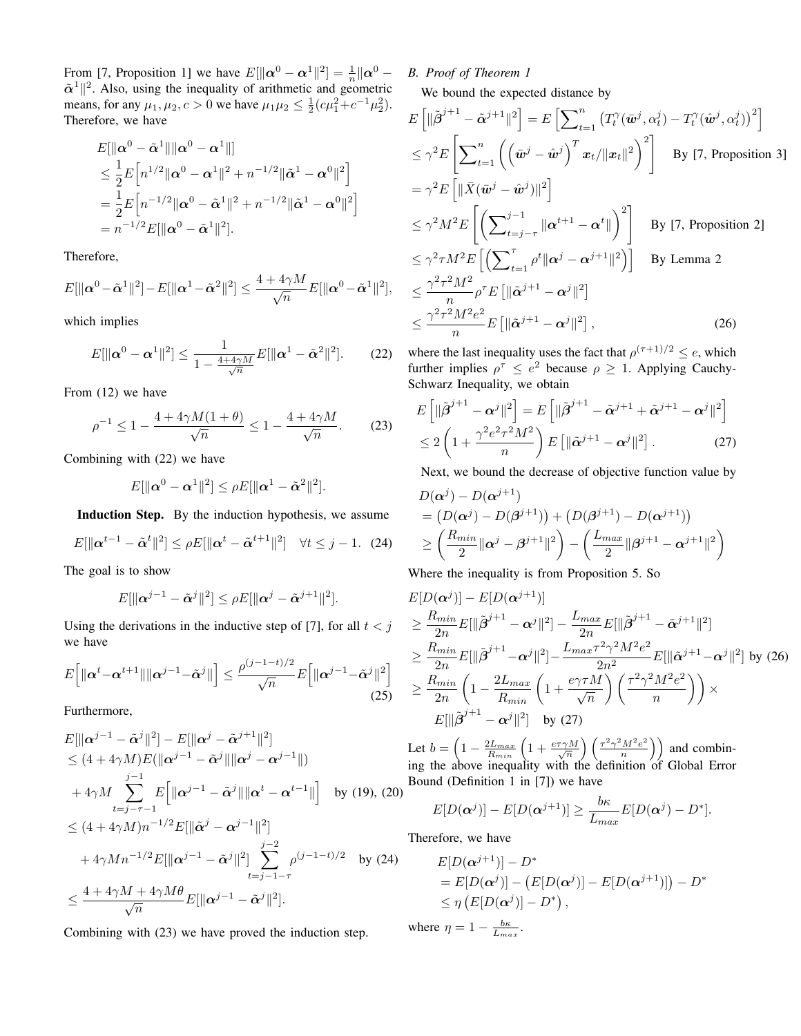From [7, Proposition 1] we have $E[\|\boldsymbol{\alpha}^0 - \boldsymbol{\alpha}^1\|^2] = \frac{1}{n}\|\boldsymbol{\alpha}^0 - \tilde{\boldsymbol{\alpha}}^1\|^2$. Also, using the inequality of arithmetic and geometric means, for any $\mu_1, \mu_2, c > 0$ we have $\mu_1\mu_2 \leq \frac{1}{2}(c\mu_1^2 + c^{-1}\mu_2^2)$. Therefore, we have

$$
\begin{aligned}
&E[\|\boldsymbol{\alpha}^0 - \tilde{\boldsymbol{\alpha}}^1\|\|\boldsymbol{\alpha}^0 - \boldsymbol{\alpha}^1\|] \\
&\leq \frac{1}{2}E\Big[n^{1/2}\|\boldsymbol{\alpha}^0 - \boldsymbol{\alpha}^1\|^2 + n^{-1/2}\|\tilde{\boldsymbol{\alpha}}^1 - \boldsymbol{\alpha}^0\|^2\Big] \\
&= \frac{1}{2}E\Big[n^{-1/2}\|\boldsymbol{\alpha}^0 - \tilde{\boldsymbol{\alpha}}^1\|^2 + n^{-1/2}\|\tilde{\boldsymbol{\alpha}}^1 - \boldsymbol{\alpha}^0\|^2\Big] \\
&= n^{-1/2}E[\|\boldsymbol{\alpha}^0 - \tilde{\boldsymbol{\alpha}}^1\|^2].
\end{aligned}
$$

Therefore,

$$
E[\|\boldsymbol{\alpha}^0 - \tilde{\boldsymbol{\alpha}}^1\|^2] - E[\|\boldsymbol{\alpha}^1 - \tilde{\boldsymbol{\alpha}}^2\|^2] \leq \frac{4 + 4\gamma M}{\sqrt{n}}E[\|\boldsymbol{\alpha}^0 - \tilde{\boldsymbol{\alpha}}^1\|^2],
$$

which implies

$$
E[\|\boldsymbol{\alpha}^0 - \boldsymbol{\alpha}^1\|^2] \leq \frac{1}{1 - \frac{4+4\gamma M}{\sqrt{n}}}E[\|\boldsymbol{\alpha}^1 - \tilde{\boldsymbol{\alpha}}^2\|^2]. \tag{22}
$$

From (12) we have

$$
\rho^{-1} \leq 1 - \frac{4 + 4\gamma M(1+\theta)}{\sqrt{n}} \leq 1 - \frac{4 + 4\gamma M}{\sqrt{n}}. \tag{23}
$$

Combining with (22) we have

$$
E[\|\boldsymbol{\alpha}^0 - \boldsymbol{\alpha}^1\|^2] \leq \rho E[\|\boldsymbol{\alpha}^1 - \tilde{\boldsymbol{\alpha}}^2\|^2].
$$

**Induction Step.** By the induction hypothesis, we assume

$$
E[\|\boldsymbol{\alpha}^{t-1} - \tilde{\boldsymbol{\alpha}}^t\|^2] \leq \rho E[\|\boldsymbol{\alpha}^t - \tilde{\boldsymbol{\alpha}}^{t+1}\|^2] \quad \forall t \leq j-1. \tag{24}
$$

The goal is to show

$$
E[\|\boldsymbol{\alpha}^{j-1} - \tilde{\boldsymbol{\alpha}}^j\|^2] \leq \rho E[\|\boldsymbol{\alpha}^j - \tilde{\boldsymbol{\alpha}}^{j+1}\|^2].
$$

Using the derivations in the inductive step of [7], for all $t < j$ we have

$$
E\Big[\|\boldsymbol{\alpha}^t - \boldsymbol{\alpha}^{t+1}\|\|\boldsymbol{\alpha}^{j-1} - \tilde{\boldsymbol{\alpha}}^j\|\Big] \leq \frac{\rho^{(j-1-t)/2}}{\sqrt{n}}E\Big[\|\boldsymbol{\alpha}^{j-1} - \tilde{\boldsymbol{\alpha}}^j\|^2\Big] \tag{25}
$$

Furthermore,

$$
\begin{aligned}
&E[\|\boldsymbol{\alpha}^{j-1} - \tilde{\boldsymbol{\alpha}}^j\|^2] - E[\|\boldsymbol{\alpha}^j - \tilde{\boldsymbol{\alpha}}^{j+1}\|^2] \\
&\leq (4 + 4\gamma M)E(\|\boldsymbol{\alpha}^{j-1} - \tilde{\boldsymbol{\alpha}}^j\|\|\boldsymbol{\alpha}^j - \boldsymbol{\alpha}^{j-1}\|) \\
&\quad + 4\gamma M \sum_{t=j-\tau-1}^{j-1} E\Big[\|\boldsymbol{\alpha}^{j-1} - \tilde{\boldsymbol{\alpha}}^j\|\|\boldsymbol{\alpha}^t - \boldsymbol{\alpha}^{t-1}\|\Big] \quad \text{by (19), (20)} \\
&\leq (4 + 4\gamma M)n^{-1/2}E[\|\tilde{\boldsymbol{\alpha}}^j - \boldsymbol{\alpha}^{j-1}\|^2] \\
&\quad + 4\gamma M n^{-1/2}E[\|\boldsymbol{\alpha}^{j-1} - \tilde{\boldsymbol{\alpha}}^j\|^2]\sum_{t=j-1-\tau}^{j-2}\rho^{(j-1-t)/2} \quad \text{by (24)} \\
&\leq \frac{4 + 4\gamma M + 4\gamma M\theta}{\sqrt{n}}E[\|\boldsymbol{\alpha}^{j-1} - \tilde{\boldsymbol{\alpha}}^j\|^2].
\end{aligned}
$$

Combining with (23) we have proved the induction step.

### B. Proof of Theorem 1

We bound the expected distance by

$$
\begin{aligned}
&E\left[\|\tilde{\boldsymbol{\beta}}^{j+1} - \tilde{\boldsymbol{\alpha}}^{j+1}\|^2\right] = E\left[\sum_{t=1}^n \left(T_t^\gamma(\bar{\boldsymbol{w}}^j, \alpha_t^j) - T_t^\gamma(\hat{\boldsymbol{w}}^j, \alpha_t^j)\right)^2\right] \\
&\leq \gamma^2 E\left[\sum_{t=1}^n \left(\left(\bar{\boldsymbol{w}}^j - \hat{\boldsymbol{w}}^j\right)^T \boldsymbol{x}_t/\|\boldsymbol{x}_t\|^2\right)^2\right] \quad \text{By [7, Proposition 3]} \\
&= \gamma^2 E\left[\|\bar{X}(\bar{\boldsymbol{w}}^j - \hat{\boldsymbol{w}}^j)\|^2\right] \\
&\leq \gamma^2 M^2 E\left[\left(\sum_{t=j-\tau}^{j-1}\|\boldsymbol{\alpha}^{t+1} - \boldsymbol{\alpha}^t\|\right)^2\right] \quad \text{By [7, Proposition 2]} \\
&\leq \gamma^2 \tau M^2 E\left[\left(\sum_{t=1}^{\tau}\rho^t\|\boldsymbol{\alpha}^j - \boldsymbol{\alpha}^{j+1}\|^2\right)\right] \quad \text{By Lemma 2} \\
&\leq \frac{\gamma^2\tau^2 M^2}{n}\rho^\tau E\left[\|\tilde{\boldsymbol{\alpha}}^{j+1} - \boldsymbol{\alpha}^j\|^2\right] \\
&\leq \frac{\gamma^2\tau^2 M^2 e^2}{n}E\left[\|\tilde{\boldsymbol{\alpha}}^{j+1} - \boldsymbol{\alpha}^j\|^2\right],
\end{aligned} \tag{26}
$$

where the last inequality uses the fact that $\rho^{(\tau+1)/2} \leq e$, which further implies $\rho^\tau \leq e^2$ because $\rho \geq 1$. Applying Cauchy-Schwarz Inequality, we obtain

$$
\begin{aligned}
&E\left[\|\tilde{\boldsymbol{\beta}}^{j+1} - \boldsymbol{\alpha}^j\|^2\right] = E\left[\|\tilde{\boldsymbol{\beta}}^{j+1} - \tilde{\boldsymbol{\alpha}}^{j+1} + \tilde{\boldsymbol{\alpha}}^{j+1} - \boldsymbol{\alpha}^j\|^2\right] \\
&\leq 2\left(1 + \frac{\gamma^2 e^2\tau^2 M^2}{n}\right)E\left[\|\tilde{\boldsymbol{\alpha}}^{j+1} - \boldsymbol{\alpha}^j\|^2\right].
\end{aligned} \tag{27}
$$

Next, we bound the decrease of objective function value by

$$
\begin{aligned}
&D(\boldsymbol{\alpha}^j) - D(\boldsymbol{\alpha}^{j+1}) \\
&= \left(D(\boldsymbol{\alpha}^j) - D(\boldsymbol{\beta}^{j+1})\right) + \left(D(\boldsymbol{\beta}^{j+1}) - D(\boldsymbol{\alpha}^{j+1})\right) \\
&\geq \left(\frac{R_{min}}{2}\|\boldsymbol{\alpha}^j - \boldsymbol{\beta}^{j+1}\|^2\right) - \left(\frac{L_{max}}{2}\|\boldsymbol{\beta}^{j+1} - \boldsymbol{\alpha}^{j+1}\|^2\right)
\end{aligned}
$$

Where the inequality is from Proposition 5. So

$$
\begin{aligned}
&E[D(\boldsymbol{\alpha}^j)] - E[D(\boldsymbol{\alpha}^{j+1})] \\
&\geq \frac{R_{min}}{2n}E[\|\tilde{\boldsymbol{\beta}}^{j+1} - \boldsymbol{\alpha}^j\|^2] - \frac{L_{max}}{2n}E[\|\tilde{\boldsymbol{\beta}}^{j+1} - \tilde{\boldsymbol{\alpha}}^{j+1}\|^2] \\
&\geq \frac{R_{min}}{2n}E[\|\tilde{\boldsymbol{\beta}}^{j+1} - \boldsymbol{\alpha}^j\|^2] - \frac{L_{max}\tau^2\gamma^2 M^2 e^2}{2n^2}E[\|\tilde{\boldsymbol{\alpha}}^{j+1} - \boldsymbol{\alpha}^j\|^2] \quad \text{by (26)} \\
&\geq \frac{R_{min}}{2n}\left(1 - \frac{2L_{max}}{R_{min}}\left(1 + \frac{e\tau\gamma M}{\sqrt{n}}\right)\left(\frac{\tau^2\gamma^2 M^2 e^2}{n}\right)\right) \times \\
&\quad E[\|\tilde{\boldsymbol{\beta}}^{j+1} - \boldsymbol{\alpha}^j\|^2] \quad \text{by (27)}
\end{aligned}
$$

Let $b = \left(1 - \frac{2L_{max}}{R_{min}}\left(1 + \frac{e\tau\gamma M}{\sqrt{n}}\right)\left(\frac{\tau^2\gamma^2 M^2 e^2}{n}\right)\right)$ and combining the above inequality with the definition of Global Error Bound (Definition 1 in [7]) we have

$$
E[D(\boldsymbol{\alpha}^j)] - E[D(\boldsymbol{\alpha}^{j+1})] \geq \frac{b\kappa}{L_{max}}E[D(\boldsymbol{\alpha}^j) - D^*].
$$

Therefore, we have

$$
\begin{aligned}
&E[D(\boldsymbol{\alpha}^{j+1})] - D^* \\
&= E[D(\boldsymbol{\alpha}^j)] - \left(E[D(\boldsymbol{\alpha}^j)] - E[D(\boldsymbol{\alpha}^{j+1})]\right) - D^* \\
&\leq \eta\left(E[D(\boldsymbol{\alpha}^j)] - D^*\right),
\end{aligned}
$$

where $\eta = 1 - \frac{b\kappa}{L_{max}}$.